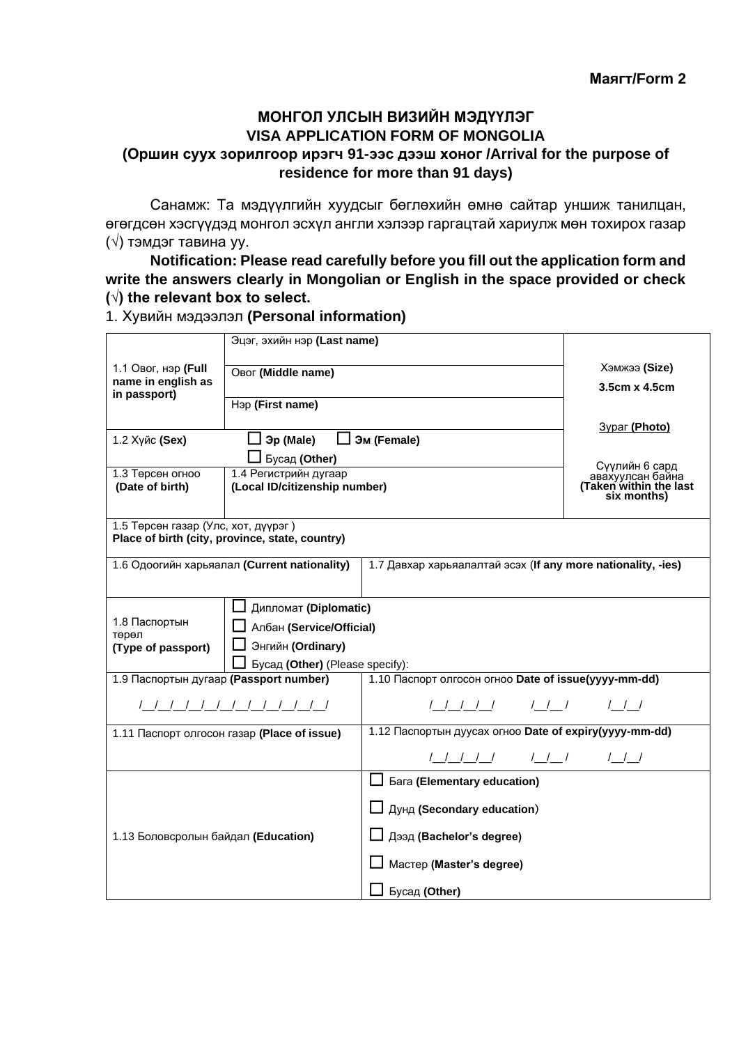**Маягт/Form 2**

## МОНГОЛ УЛСЫН ВИЗИЙН МЭДҮҮЛЭГ
## VISA APPLICATION FORM OF MONGOLIA
### (Оршин суух зорилгоор ирэгч 91-ээс дээш хоног /Arrival for the purpose of residence for more than 91 days)

Санамж: Та мэдүүлгийн хуудсыг бөглөхийн өмнө сайтар уншиж танилцан, өгөгдсөн хэсгүүдэд монгол эсхүл англи хэлээр гаргацтай хариулж мөн тохирох газар (√) тэмдэг тавина уу.

**Notification: Please read carefully before you fill out the application form and write the answers clearly in Mongolian or English in the space provided or check (√) the relevant box to select.**

1. Хувийн мэдээлэл **(Personal information)**

| | | | |
|---|---|---|---|
| 1.1 Овог, нэр **(Full name in english as in passport)** | Эцэг, эхийн нэр **(Last name)** | | Хэмжээ **(Size)** **3.5cm x 4.5cm**<br><br>Зураг **(Photo)**<br><br>Сүүлийн 6 сард авахуулсан байна **(Taken within the last six months)** |
| | Овог **(Middle name)** | | |
| | Нэр **(First name)** | | |
| 1.2 Хүйс **(Sex)** | ☐ **Эр (Male)** ☐ **Эм (Female)**<br>☐ Бусад **(Other)** | | |
| 1.3 Төрсөн огноо **(Date of birth)** | 1.4 Регистрийн дугаар **(Local ID/citizenship number)** | | |
| 1.5 Төрсөн газар (Улс, хот, дүүрэг) **Place of birth (city, province, state, country)** | | | |
| 1.6 Одоогийн харьяалал **(Current nationality)** | | 1.7 Давхар харьяалалтай эсэх (**If any more nationality, -ies)** | |
| 1.8 Паспортын төрөл **(Type of passport)** | ☐ Дипломат **(Diplomatic)**<br>☐ Албан **(Service/Official)**<br>☐ Энгийн **(Ordinary)**<br>☐ Бусад **(Other)** (Please specify): | | |
| 1.9 Паспортын дугаар **(Passport number)**<br>/__/__/__/__/__/__/__/__/__/__/__/ | | 1.10 Паспорт олгосон огноо **Date of issue(yyyy-mm-dd)**<br>/__/__/__/__/ /__/__/ /__/__/ | |
| 1.11 Паспорт олгосон газар **(Place of issue)** | | 1.12 Паспортын дуусах огноо **Date of expiry(yyyy-mm-dd)**<br>/__/__/__/__/ /__/__/ /__/__/ | |
| 1.13 Боловсролын байдал **(Education)** | | ☐ Бага **(Elementary education)**<br>☐ Дунд **(Secondary education)**<br>☐ Дээд **(Bachelor's degree)**<br>☐ Мастер **(Master's degree)**<br>☐ Бусад **(Other)** | |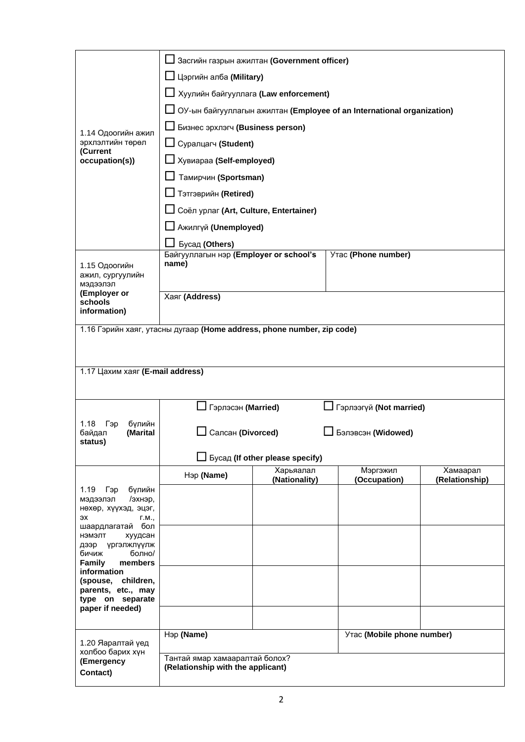| | |
|---|---|
| 1.14 Одоогийн ажил эрхлэлтийн төрөл **(Current occupation(s))** | ☐ Засгийн газрын ажилтан **(Government officer)**<br>☐ Цэргийн алба **(Military)**<br>☐ Хуулийн байгууллага **(Law enforcement)**<br>☐ ОУ-ын байгууллагын ажилтан **(Employee of an International organization)**<br>☐ Бизнес эрхлэгч **(Business person)**<br>☐ Суралцагч **(Student)**<br>☐ Хувиараа **(Self-employed)**<br>☐ Тамирчин **(Sportsman)**<br>☐ Тэтгэврийн **(Retired)**<br>☐ Соёл урлаг **(Art, Culture, Entertainer)**<br>☐ Ажилгүй **(Unemployed)**<br>☐ Бусад **(Others)** |

| | | |
|---|---|---|
| 1.15 Одоогийн ажил, сургуулийн мэдээлэл **(Employer or schools information)** | Байгууллагын нэр **(Employer or school's name)** | Утас **(Phone number)** |
| | Хаяг **(Address)** | |

1.16 Гэрийн хаяг, утасны дугаар **(Home address, phone number, zip code)**

1.17 Цахим хаяг **(E-mail address)**

| | | |
|---|---|---|
| 1.18 Гэр бүлийн байдал **(Marital status)** | ☐ Гэрлэсэн **(Married)** | ☐ Гэрлээгүй **(Not married)** |
| | ☐ Салсан **(Divorced)** | ☐ Бэлэвсэн **(Widowed)** |
| | ☐ Бусад **(If other please specify)** | |

| 1.19 Гэр бүлийн мэдээлэл /эхнэр, нөхөр, хүүхэд, эцэг, эх г.м., шаардлагатай бол нэмэлт хуудсан дээр үргэлжлүүлж бичиж болно/ **Family members information (spouse, children, parents, etc., may type on separate paper if needed)** | Нэр **(Name)** | Харьяалал **(Nationality)** | Мэргэжил **(Occupation)** | Хамаарал **(Relationship)** |
|---|---|---|---|---|
| | | | | |
| | | | | |
| | | | | |
| | | | | |

| | | |
|---|---|---|
| 1.20 Яаралтай үед холбоо барих хүн **(Emergency Contact)** | Нэр **(Name)** | Утас **(Mobile phone number)** |
| | Тантай ямар хамааралтай болох? **(Relationship with the applicant)** | |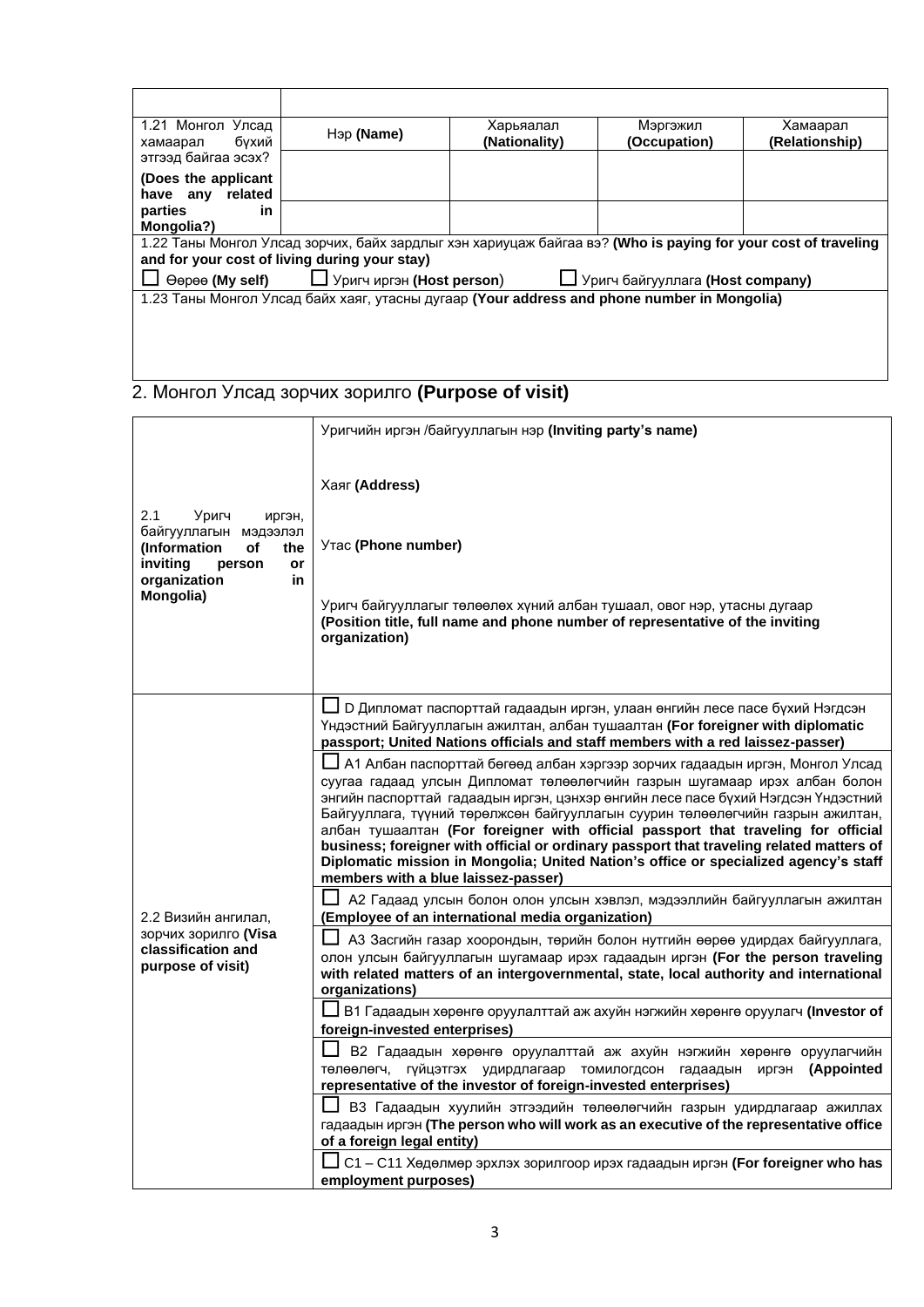| | | | | |
|---|---|---|---|---|
| | | | | |
| 1.21 Монгол Улсад хамаарал бүхий этгээд байгаа эсэх? **(Does the applicant have any related parties in Mongolia?)** | Нэр **(Name)** | Харьялал **(Nationality)** | Мэргэжил **(Occupation)** | Хамаарал **(Relationship)** |
| | | | | |
| | | | | |

1.22 Таны Монгол Улсад зорчих, байх зардлыг хэн хариуцаж байгаа вэ? **(Who is paying for your cost of traveling and for your cost of living during your stay)**

☐ Өөрөө **(My self)** ☐ Уригч иргэн **(Host person**) ☐ Уригч байгууллага **(Host company)**

1.23 Таны Монгол Улсад байх хаяг, утасны дугаар **(Your address and phone number in Mongolia)**

## 2. Монгол Улсад зорчих зорилго **(Purpose of visit)**

| | |
|---|---|
| 2.1 Уригч иргэн, байгууллагын мэдээлэл **(Information of the inviting person or organization in Mongolia)** | Уригчийн иргэн /байгууллагын нэр **(Inviting party's name)**<br><br>Хаяг **(Address)**<br><br>Утас **(Phone number)**<br><br>Уригч байгууллагыг төлөөлөх хүний албан тушаал, овог нэр, утасны дугаар **(Position title, full name and phone number of representative of the inviting organization)** |
| 2.2 Визийн ангилал, зорчих зорилго **(Visa classification and purpose of visit)** | ☐ D Дипломат паспорттай гадаадын иргэн, улаан өнгийн лесе пасе бүхий Нэгдсэн Үндэстний Байгууллагын ажилтан, албан тушаалтан **(For foreigner with diplomatic passport; United Nations officials and staff members with a red laissez-passer)** |
| | ☐ A1 Албан паспорттай бөгөөд албан хэргээр зорчих гадаадын иргэн, Монгол Улсад суугаа гадаад улсын Дипломат төлөөлөгчийн газрын шугамаар ирэх албан болон энгийн паспорттай гадаадын иргэн, цэнхэр өнгийн лесе пасе бүхий Нэгдсэн Үндэстний Байгууллага, түүний төрөлжсөн байгууллагын суурин төлөөлөгчийн газрын ажилтан, албан тушаалтан **(For foreigner with official passport that traveling for official business; foreigner with official or ordinary passport that traveling related matters of Diplomatic mission in Mongolia; United Nation's office or specialized agency's staff members with a blue laissez-passer)** |
| | ☐ A2 Гадаад улсын болон олон улсын хэвлэл, мэдээллийн байгууллагын ажилтан **(Employee of an international media organization)** |
| | ☐ A3 Засгийн газар хоорондын, төрийн болон нутгийн өөрөө удирдах байгууллага, олон улсын байгууллагын шугамаар ирэх гадаадын иргэн **(For the person traveling with related matters of an intergovernmental, state, local authority and international organizations)** |
| | ☐ B1 Гадаадын хөрөнгө оруулалттай аж ахуйн нэгжийн хөрөнгө оруулагч **(Investor of foreign-invested enterprises)** |
| | ☐ B2 Гадаадын хөрөнгө оруулалттай аж ахуйн нэгжийн хөрөнгө оруулагчийн төлөөлөгч, гүйцэтгэх удирдлагаар томилогдсон гадаадын иргэн **(Appointed representative of the investor of foreign-invested enterprises)** |
| | ☐ B3 Гадаадын хуулийн этгээдийн төлөөлөгчийн газрын удирдлагаар ажиллах гадаадын иргэн **(The person who will work as an executive of the representative office of a foreign legal entity)** |
| | ☐ C1 – C11 Хөдөлмөр эрхлэх зорилгоор ирэх гадаадын иргэн **(For foreigner who has employment purposes)** |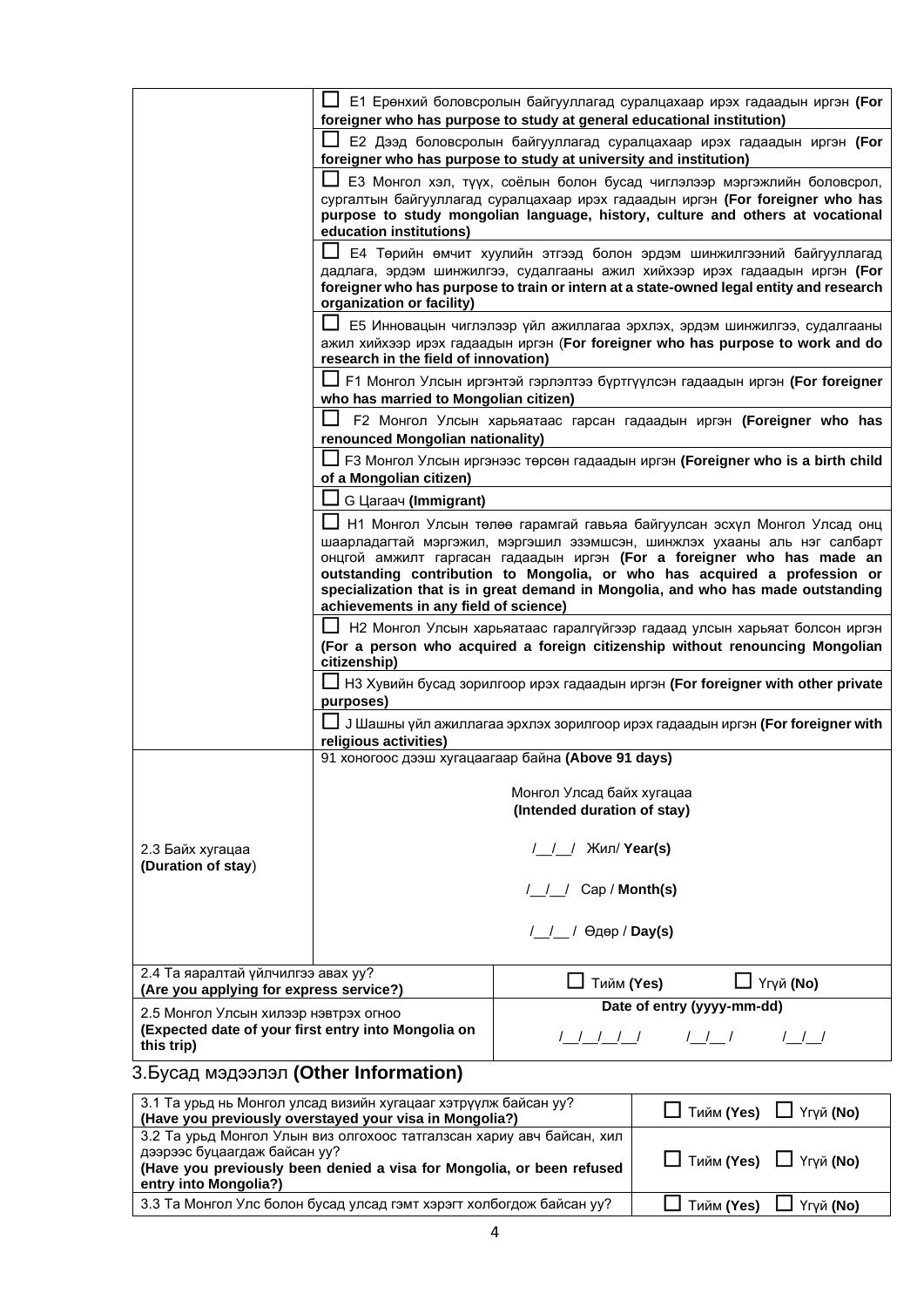| | |
|---|---|
| | ☐ E1 Ерөнхий боловсролын байгууллагад суралцахаар ирэх гадаадын иргэн **(For foreigner who has purpose to study at general educational institution)** |
| | ☐ E2 Дээд боловсролын байгууллагад суралцахаар ирэх гадаадын иргэн **(For foreigner who has purpose to study at university and institution)** |
| | ☐ E3 Монгол хэл, түүх, соёлын болон бусад чиглэлээр мэргэжлийн боловсрол, сургалтын байгууллагад суралцахаар ирэх гадаадын иргэн **(For foreigner who has purpose to study mongolian language, history, culture and others at vocational education institutions)** |
| | ☐ E4 Төрийн өмчит хуулийн этгээд болон эрдэм шинжилгээний байгууллагад дадлага, эрдэм шинжилгээ, судалгааны ажил хийхээр ирэх гадаадын иргэн **(For foreigner who has purpose to train or intern at a state-owned legal entity and research organization or facility)** |
| | ☐ E5 Инновацын чиглэлээр үйл ажиллагаа эрхлэх, эрдэм шинжилгээ, судалгааны ажил хийхээр ирэх гадаадын иргэн (**For foreigner who has purpose to work and do research in the field of innovation)** |
| | ☐ F1 Монгол Улсын иргэнтэй гэрлэлтээ бүртгүүлсэн гадаадын иргэн **(For foreigner who has married to Mongolian citizen)** |
| | ☐ F2 Монгол Улсын харьяатаас гарсан гадаадын иргэн **(Foreigner who has renounced Mongolian nationality)** |
| | ☐ F3 Монгол Улсын иргэнээс төрсөн гадаадын иргэн **(Foreigner who is a birth child of a Mongolian citizen)** |
| | ☐ G Цагаач **(Immigrant)** |
| | ☐ H1 Монгол Улсын төлөө гарамгай гавьяа байгуулсан эсхүл Монгол Улсад онц шаарладагтай мэргэжил, мэргэшил эзэмшсэн, шинжлэх ухааны аль нэг салбарт онцгой амжилт гаргасан гадаадын иргэн **(For a foreigner who has made an outstanding contribution to Mongolia, or who has acquired a profession or specialization that is in great demand in Mongolia, and who has made outstanding achievements in any field of science)** |
| | ☐ H2 Монгол Улсын харьяатаас гаралгүйгээр гадаад улсын харьяат болсон иргэн **(For a person who acquired a foreign citizenship without renouncing Mongolian citizenship)** |
| | ☐ H3 Хувийн бусад зорилгоор ирэх гадаадын иргэн **(For foreigner with other private purposes)** |
| | ☐ J Шашны үйл ажиллагаа эрхлэх зорилгоор ирэх гадаадын иргэн **(For foreigner with religious activities)** |
| 2.3 Байх хугацаа **(Duration of stay)** | 91 хоногоос дээш хугацаагаар байна **(Above 91 days)**<br><br>Монгол Улсад байх хугацаа **(Intended duration of stay)**<br><br>/__/__/ Жил/ **Year(s)**<br><br>/__/__/ Сар / **Month(s)**<br><br>/__/__ / Өдөр / **Day(s)** |

| | |
|---|---|
| 2.4 Та яаралтай үйлчилгээ авах уу? **(Are you applying for express service?)** | ☐ Тийм **(Yes)** ☐ Үгүй **(No)** |
| 2.5 Монгол Улсын хилээр нэвтрэх огноо **(Expected date of your first entry into Mongolia on this trip)** | **Date of entry (yyyy-mm-dd)**<br>/__/__/__/__/ /__/__ / /__/__/ |

## 3.Бусад мэдээлэл **(Other Information)**

| | |
|---|---|
| 3.1 Та урьд нь Монгол улсад визийн хугацааг хэтрүүлж байсан уу? **(Have you previously overstayed your visa in Mongolia?)** | ☐ Тийм **(Yes)** ☐ Үгүй **(No)** |
| 3.2 Та урьд Монгол Улын виз олгохоос татгалзсан хариу авч байсан, хил дээрээс буцаагдаж байсан уу? **(Have you previously been denied a visa for Mongolia, or been refused entry into Mongolia?)** | ☐ Тийм **(Yes)** ☐ Үгүй **(No)** |
| 3.3 Та Монгол Улс болон бусад улсад гэмт хэрэгт холбогдож байсан уу? | ☐ Тийм **(Yes)** ☐ Үгүй **(No)** |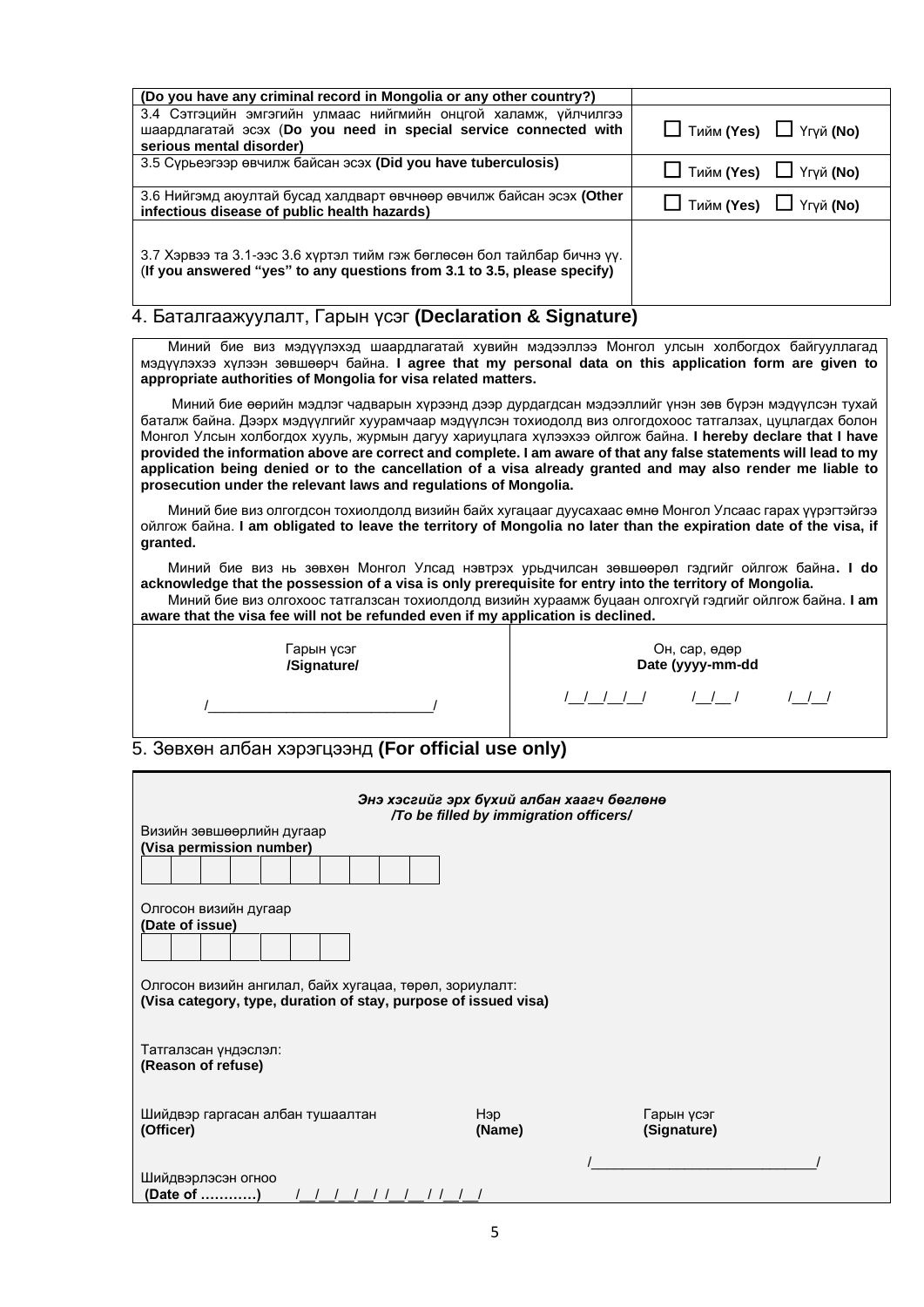| | |
|---|---|
| **(Do you have any criminal record in Mongolia or any other country?)** | |
| 3.4 Сэтгэцийн эмгэгийн улмаас нийгмийн онцгой халамж, үйлчилгээ шаардлагатай эсэх (**Do you need in special service connected with serious mental disorder)** | ☐ Тийм **(Yes)** ☐ Үгүй **(No)** |
| 3.5 Сүрьеэгээр өвчилж байсан эсэх **(Did you have tuberculosis)** | ☐ Тийм **(Yes)** ☐ Үгүй **(No)** |
| 3.6 Нийгэмд аюултай бусад халдварт өвчнөөр өвчилж байсан эсэх **(Other infectious disease of public health hazards)** | ☐ Тийм **(Yes)** ☐ Үгүй **(No)** |
| 3.7 Хэрвээ та 3.1-ээс 3.6 хүртэл тийм гэж бөглөсөн бол тайлбар бичнэ үү. (**If you answered "yes" to any questions from 3.1 to 3.5, please specify)** | |

## 4. Баталгаажуулалт, Гарын үсэг **(Declaration & Signature)**

Миний бие виз мэдүүлэхэд шаардлагатай хувийн мэдээллээ Монгол улсын холбогдох байгууллагад мэдүүлэхээ хүлээн зөвшөөрч байна. **I agree that my personal data on this application form are given to appropriate authorities of Mongolia for visa related matters.**

Миний бие өөрийн мэдлэг чадварын хүрээнд дээр дурдагдсан мэдээллийг үнэн зөв бүрэн мэдүүлсэн тухай баталж байна. Дээрх мэдүүлгийг хуурамчаар мэдүүлсэн тохиодолд виз олгогдохоос татгалзах, цуцлагдах болон Монгол Улсын холбогдох хууль, журмын дагуу хариуцлага хүлээхээ ойлгож байна. **I hereby declare that I have provided the information above are correct and complete. I am aware of that any false statements will lead to my application being denied or to the cancellation of a visa already granted and may also render me liable to prosecution under the relevant laws and regulations of Mongolia.**

Миний бие виз олгогдсон тохиолдолд визийн байх хугацааг дуусахаас өмнө Монгол Улсаас гарах үүрэгтэйгээ ойлгож байна. **I am obligated to leave the territory of Mongolia no later than the expiration date of the visa, if granted.**

Миний бие виз нь зөвхөн Монгол Улсад нэвтрэх урьдчилсан зөвшөөрөл гэдгийг ойлгож байна**. I do acknowledge that the possession of a visa is only prerequisite for entry into the territory of Mongolia.**
Миний бие виз олгохоос татгалзсан тохиолдолд визийн хураамж буцаан олгохгүй гэдгийг ойлгож байна. **I am aware that the visa fee will not be refunded even if my application is declined.**

| Гарын үсэг **/Signature/** | Он, сар, өдөр **Date (yyyy-mm-dd** |
|---|---|
| /_____________________________/ | /__/__/__/__/ /__/__ / /__/__/ |

## 5. Зөвхөн албан хэрэгцээнд **(For official use only)**

***Энэ хэсгийг эрх бүхий албан хаагч бөглөнө***
***/To be filled by immigration officers/***

Визийн зөвшөөрлийн дугаар
**(Visa permission number)**

| | | | | | | | | | |
|---|---|---|---|---|---|---|---|---|---|
| | | | | | | | | | |

Олгосон визийн дугаар
**(Date of issue)**

| | | | | | | |
|---|---|---|---|---|---|---|
| | | | | | | |

Олгосон визийн ангилал, байх хугацаа, төрөл, зориулалт:
**(Visa category, type, duration of stay, purpose of issued visa)**

Татгалзсан үндэслэл:
**(Reason of refuse)**

| Шийдвэр гаргасан албан тушаалтан **(Officer)** | Нэр **(Name)** | Гарын үсэг **(Signature)** |
|---|---|---|
| | | /_____________________________/ |

Шийдвэрлэсэн огноо
**(Date of …………)** /__/__/__/__/ /__/__ / /__/__/